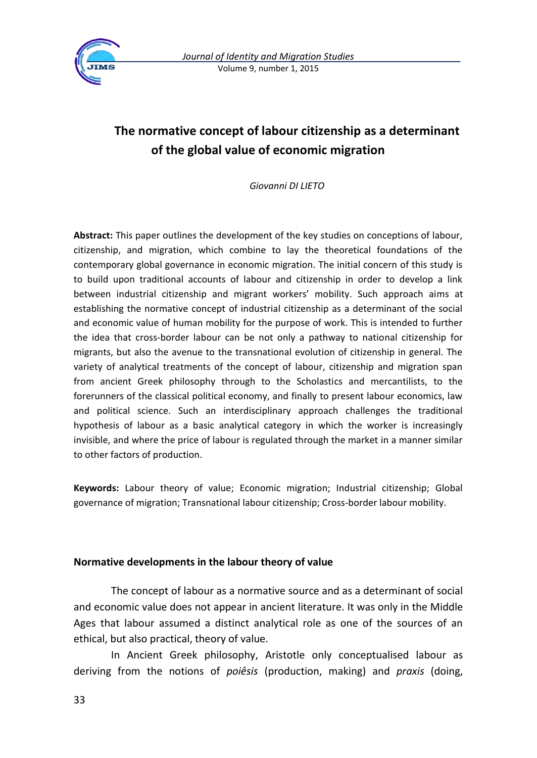# The normative concept of labour citizenship as a determinant of the global value of economic migration

*Giovanni DI LIETO*

**Abstract:** This paper outlines the development of the key studies on conceptions of labour, citizenship, and migration, which combine to lay the theoretical foundations of the contemporary global governance in economic migration. The initial concern of this study is to build upon traditional accounts of labour and citizenship in order to develop a link between industrial citizenship and migrant workers' mobility. Such approach aims at establishing the normative concept of industrial citizenship as a determinant of the social and economic value of human mobility for the purpose of work. This is intended to further the idea that cross-border labour can be not only a pathway to national citizenship for migrants, but also the avenue to the transnational evolution of citizenship in general. The variety of analytical treatments of the concept of labour, citizenship and migration span from ancient Greek philosophy through to the Scholastics and mercantilists, to the forerunners of the classical political economy, and finally to present labour economics, law and political science. Such an interdisciplinary approach challenges the traditional hypothesis of labour as a basic analytical category in which the worker is increasingly invisible, and where the price of labour is regulated through the market in a manner similar to other factors of production.

**Keywords:** Labour theory of value; Economic migration; Industrial citizenship; Global governance of migration; Transnational labour citizenship; Cross-border labour mobility.

## Normative developments in the labour theory of value

The concept of labour as a normative source and as a determinant of social and economic value does not appear in ancient literature. It was only in the Middle Ages that labour assumed a distinct analytical role as one of the sources of an ethical, but also practical, theory of value.

In Ancient Greek philosophy, Aristotle only conceptualised labour as deriving from the notions of *poiêsis* (production, making) and *praxis* (doing,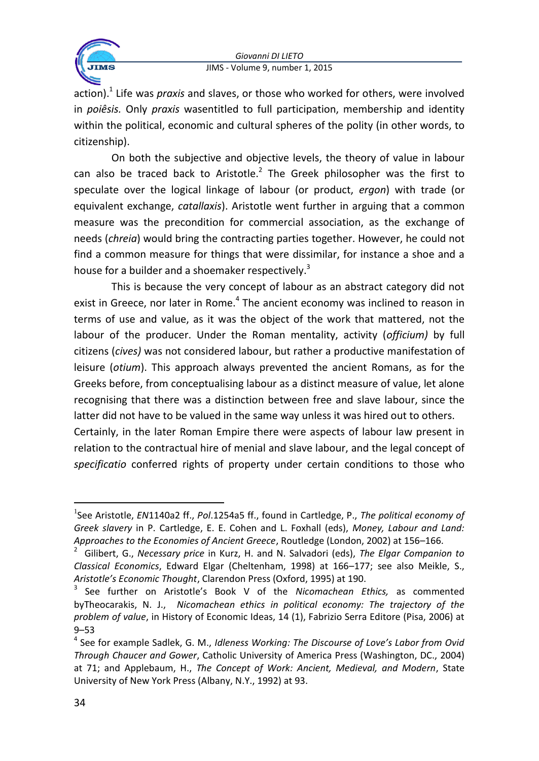action).[1] Life was *praxis* and slaves, or those who worked for others, were involved in *poiêsis.* Only *praxis* wasentitled to full participation, membership and identity within the political, economic and cultural spheres of the polity (in other words, to citizenship).

On both the subjective and objective levels, the theory of value in labour can also be traced back to Aristotle.[2] The Greek philosopher was the first to speculate over the logical linkage of labour (or product, *ergon*) with trade (or equivalent exchange, *catallaxis*). Aristotle went further in arguing that a common measure was the precondition for commercial association, as the exchange of needs (*chreia*) would bring the contracting parties together. However, he could not find a common measure for things that were dissimilar, for instance a shoe and a house for a builder and a shoemaker respectively.[3]

This is because the very concept of labour as an abstract category did not exist in Greece, nor later in Rome.[4] The ancient economy was inclined to reason in terms of use and value, as it was the object of the work that mattered, not the labour of the producer. Under the Roman mentality, activity (*officium)* by full citizens (*cives)* was not considered labour, but rather a productive manifestation of leisure (*otium*). This approach always prevented the ancient Romans, as for the Greeks before, from conceptualising labour as a distinct measure of value, let alone recognising that there was a distinction between free and slave labour, since the latter did not have to be valued in the same way unless it was hired out to others.

Certainly, in the later Roman Empire there were aspects of labour law present in relation to the contractual hire of menial and slave labour, and the legal concept of *specificatio* conferred rights of property under certain conditions to those who

---

[1] See Aristotle, *EN*1140a2 ff., *Pol*.1254a5 ff., found in Cartledge, P., *The political economy of Greek slavery* in P. Cartledge, E. E. Cohen and L. Foxhall (eds), *Money, Labour and Land: Approaches to the Economies of Ancient Greece*, Routledge (London, 2002) at 156–166.

[2] Gilibert, G., *Necessary price* in Kurz, H. and N. Salvadori (eds), *The Elgar Companion to Classical Economics*, Edward Elgar (Cheltenham, 1998) at 166–177; see also Meikle, S., *Aristotle's Economic Thought*, Clarendon Press (Oxford, 1995) at 190.

[3] See further on Aristotle's Book V of the *Nicomachean Ethics,* as commented byTheocarakis, N. J., *Nicomachean ethics in political economy: The trajectory of the problem of value*, in History of Economic Ideas, 14 (1), Fabrizio Serra Editore (Pisa, 2006) at 9–53

[4] See for example Sadlek, G. M., *Idleness Working: The Discourse of Love's Labor from Ovid Through Chaucer and Gower*, Catholic University of America Press (Washington, DC., 2004) at 71; and Applebaum, H., *The Concept of Work: Ancient, Medieval, and Modern*, State University of New York Press (Albany, N.Y., 1992) at 93.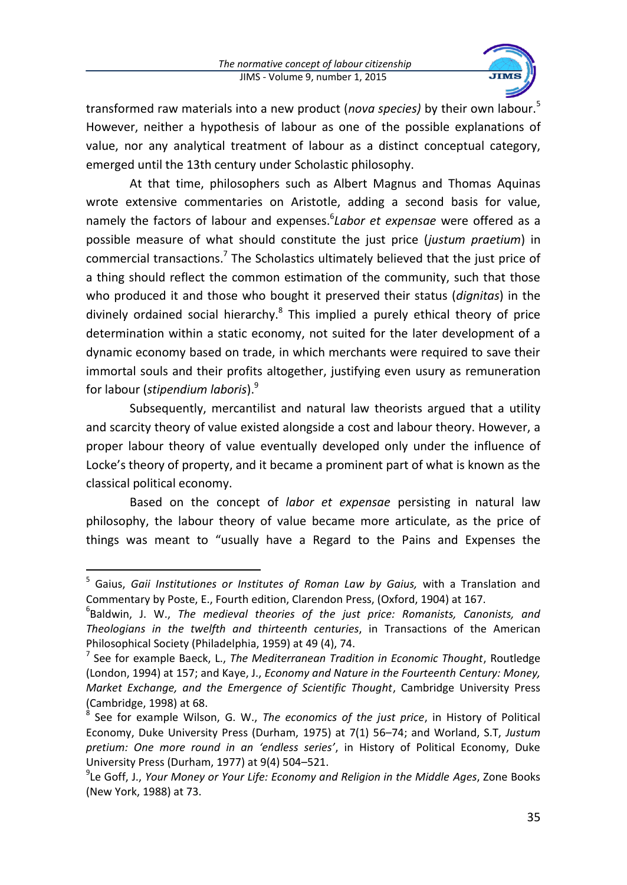transformed raw materials into a new product (*nova species)* by their own labour.[5] However, neither a hypothesis of labour as one of the possible explanations of value, nor any analytical treatment of labour as a distinct conceptual category, emerged until the 13th century under Scholastic philosophy.

At that time, philosophers such as Albert Magnus and Thomas Aquinas wrote extensive commentaries on Aristotle, adding a second basis for value, namely the factors of labour and expenses.[6]*Labor et expensae* were offered as a possible measure of what should constitute the just price (*justum praetium*) in commercial transactions.[7] The Scholastics ultimately believed that the just price of a thing should reflect the common estimation of the community, such that those who produced it and those who bought it preserved their status (*dignitas*) in the divinely ordained social hierarchy.[8] This implied a purely ethical theory of price determination within a static economy, not suited for the later development of a dynamic economy based on trade, in which merchants were required to save their immortal souls and their profits altogether, justifying even usury as remuneration for labour (*stipendium laboris*).[9]

Subsequently, mercantilist and natural law theorists argued that a utility and scarcity theory of value existed alongside a cost and labour theory. However, a proper labour theory of value eventually developed only under the influence of Locke's theory of property, and it became a prominent part of what is known as the classical political economy.

Based on the concept of *labor et expensae* persisting in natural law philosophy, the labour theory of value became more articulate, as the price of things was meant to "usually have a Regard to the Pains and Expenses the

---

[5] Gaius, *Gaii Institutiones or Institutes of Roman Law by Gaius,* with a Translation and Commentary by Poste, E., Fourth edition, Clarendon Press, (Oxford, 1904) at 167.

[6] Baldwin, J. W., *The medieval theories of the just price: Romanists, Canonists, and Theologians in the twelfth and thirteenth centuries*, in Transactions of the American Philosophical Society (Philadelphia, 1959) at 49 (4), 74.

[7] See for example Baeck, L., *The Mediterranean Tradition in Economic Thought*, Routledge (London, 1994) at 157; and Kaye, J., *Economy and Nature in the Fourteenth Century: Money, Market Exchange, and the Emergence of Scientific Thought*, Cambridge University Press (Cambridge, 1998) at 68.

[8] See for example Wilson, G. W., *The economics of the just price*, in History of Political Economy, Duke University Press (Durham, 1975) at 7(1) 56–74; and Worland, S.T, *Justum pretium: One more round in an 'endless series'*, in History of Political Economy, Duke University Press (Durham, 1977) at 9(4) 504–521.

[9] Le Goff, J., *Your Money or Your Life: Economy and Religion in the Middle Ages*, Zone Books (New York, 1988) at 73.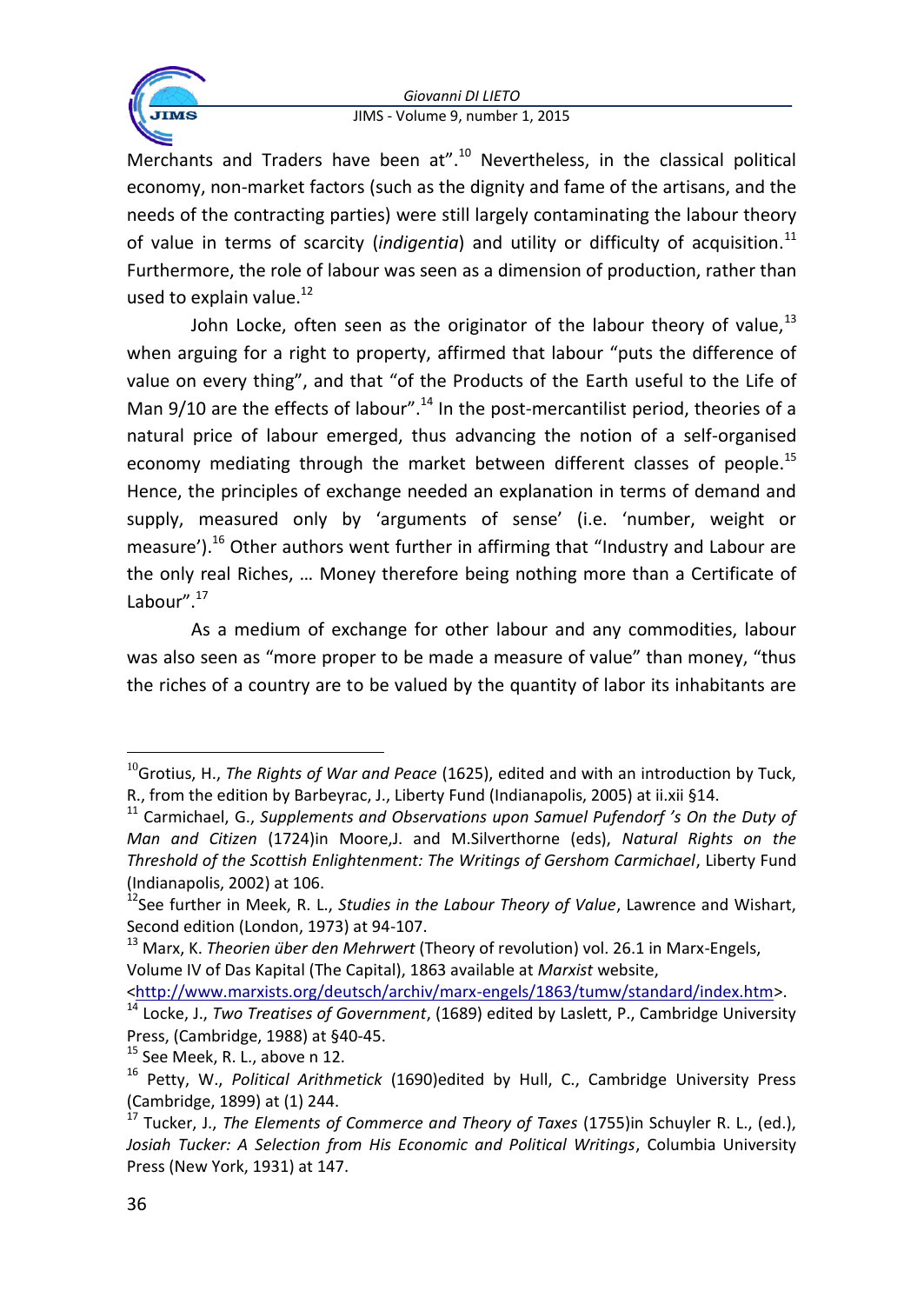Merchants and Traders have been at".[10] Nevertheless, in the classical political economy, non-market factors (such as the dignity and fame of the artisans, and the needs of the contracting parties) were still largely contaminating the labour theory of value in terms of scarcity (*indigentia*) and utility or difficulty of acquisition.[11] Furthermore, the role of labour was seen as a dimension of production, rather than used to explain value.[12]

John Locke, often seen as the originator of the labour theory of value,[13] when arguing for a right to property, affirmed that labour "puts the difference of value on every thing", and that "of the Products of the Earth useful to the Life of Man 9/10 are the effects of labour".[14] In the post-mercantilist period, theories of a natural price of labour emerged, thus advancing the notion of a self-organised economy mediating through the market between different classes of people.[15] Hence, the principles of exchange needed an explanation in terms of demand and supply, measured only by 'arguments of sense' (i.e. 'number, weight or measure').[16] Other authors went further in affirming that "Industry and Labour are the only real Riches, … Money therefore being nothing more than a Certificate of Labour".[17]

As a medium of exchange for other labour and any commodities, labour was also seen as "more proper to be made a measure of value" than money, "thus the riches of a country are to be valued by the quantity of labor its inhabitants are

---

[10] Grotius, H., *The Rights of War and Peace* (1625), edited and with an introduction by Tuck, R., from the edition by Barbeyrac, J., Liberty Fund (Indianapolis, 2005) at ii.xii §14.

[11] Carmichael, G., *Supplements and Observations upon Samuel Pufendorf 's On the Duty of Man and Citizen* (1724)in Moore,J. and M.Silverthorne (eds), *Natural Rights on the Threshold of the Scottish Enlightenment: The Writings of Gershom Carmichael*, Liberty Fund (Indianapolis, 2002) at 106.

[12] See further in Meek, R. L., *Studies in the Labour Theory of Value*, Lawrence and Wishart, Second edition (London, 1973) at 94-107.

[13] Marx, K. *Theorien über den Mehrwert* (Theory of revolution) vol. 26.1 in Marx-Engels, Volume IV of Das Kapital (The Capital), 1863 available at *Marxist* website, <http://www.marxists.org/deutsch/archiv/marx-engels/1863/tumw/standard/index.htm>.

[14] Locke, J., *Two Treatises of Government*, (1689) edited by Laslett, P., Cambridge University Press, (Cambridge, 1988) at §40-45.

[15] See Meek, R. L., above n 12.

[16] Petty, W., *Political Arithmetick* (1690)edited by Hull, C., Cambridge University Press (Cambridge, 1899) at (1) 244.

[17] Tucker, J., *The Elements of Commerce and Theory of Taxes* (1755)in Schuyler R. L., (ed.), *Josiah Tucker: A Selection from His Economic and Political Writings*, Columbia University Press (New York, 1931) at 147.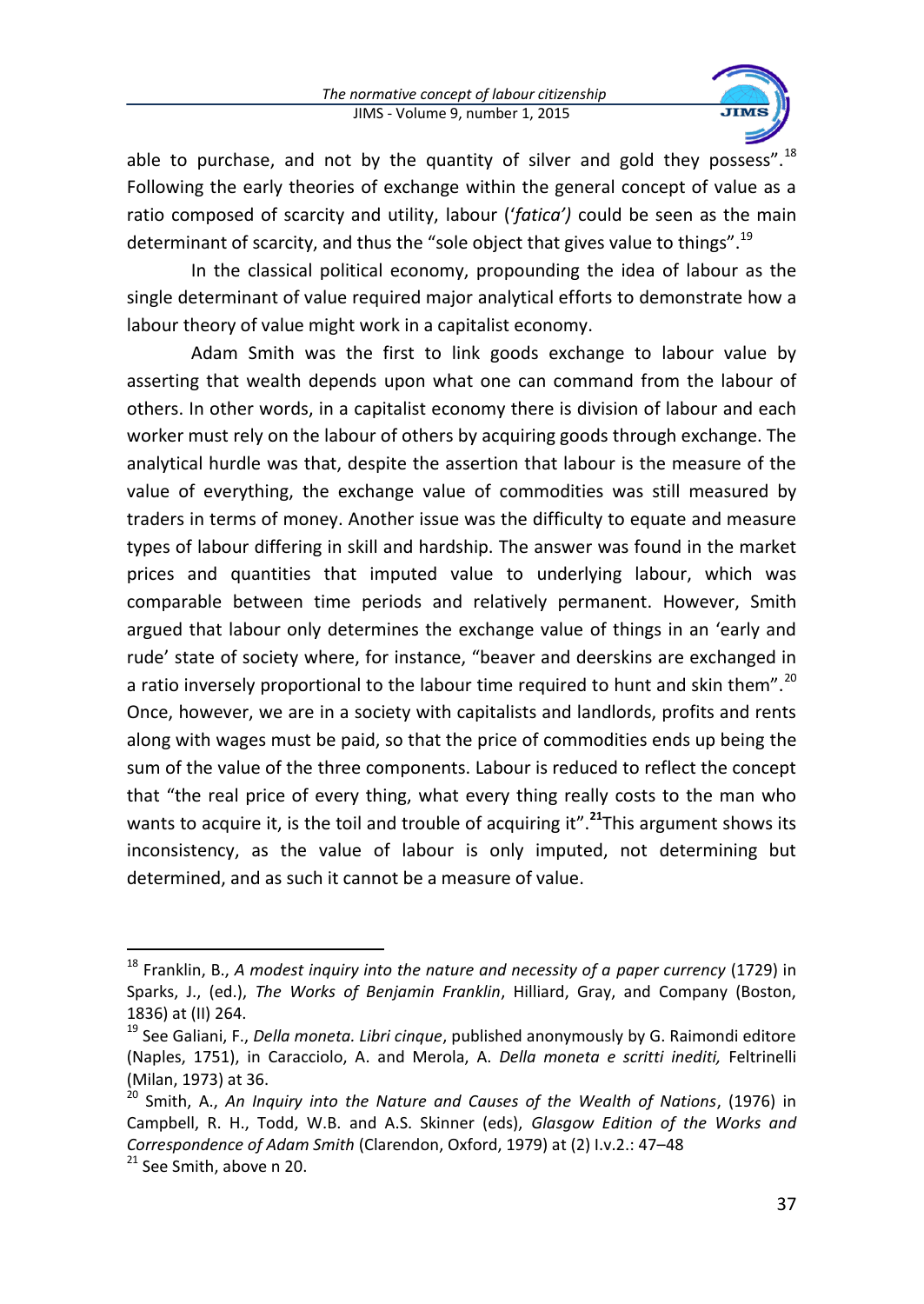able to purchase, and not by the quantity of silver and gold they possess".[18] Following the early theories of exchange within the general concept of value as a ratio composed of scarcity and utility, labour (*'fatica')* could be seen as the main determinant of scarcity, and thus the "sole object that gives value to things".[19]

In the classical political economy, propounding the idea of labour as the single determinant of value required major analytical efforts to demonstrate how a labour theory of value might work in a capitalist economy.

Adam Smith was the first to link goods exchange to labour value by asserting that wealth depends upon what one can command from the labour of others. In other words, in a capitalist economy there is division of labour and each worker must rely on the labour of others by acquiring goods through exchange. The analytical hurdle was that, despite the assertion that labour is the measure of the value of everything, the exchange value of commodities was still measured by traders in terms of money. Another issue was the difficulty to equate and measure types of labour differing in skill and hardship. The answer was found in the market prices and quantities that imputed value to underlying labour, which was comparable between time periods and relatively permanent. However, Smith argued that labour only determines the exchange value of things in an 'early and rude' state of society where, for instance, "beaver and deerskins are exchanged in a ratio inversely proportional to the labour time required to hunt and skin them".[20] Once, however, we are in a society with capitalists and landlords, profits and rents along with wages must be paid, so that the price of commodities ends up being the sum of the value of the three components. Labour is reduced to reflect the concept that "the real price of every thing, what every thing really costs to the man who wants to acquire it, is the toil and trouble of acquiring it".[21]This argument shows its inconsistency, as the value of labour is only imputed, not determining but determined, and as such it cannot be a measure of value.

---

[18] Franklin, B., *A modest inquiry into the nature and necessity of a paper currency* (1729) in Sparks, J., (ed.), *The Works of Benjamin Franklin*, Hilliard, Gray, and Company (Boston, 1836) at (II) 264.

[19] See Galiani, F., *Della moneta. Libri cinque*, published anonymously by G. Raimondi editore (Naples, 1751), in Caracciolo, A. and Merola, A. *Della moneta e scritti inediti,* Feltrinelli (Milan, 1973) at 36.

[20] Smith, A., *An Inquiry into the Nature and Causes of the Wealth of Nations*, (1976) in Campbell, R. H., Todd, W.B. and A.S. Skinner (eds), *Glasgow Edition of the Works and Correspondence of Adam Smith* (Clarendon, Oxford, 1979) at (2) I.v.2.: 47–48

[21] See Smith, above n 20.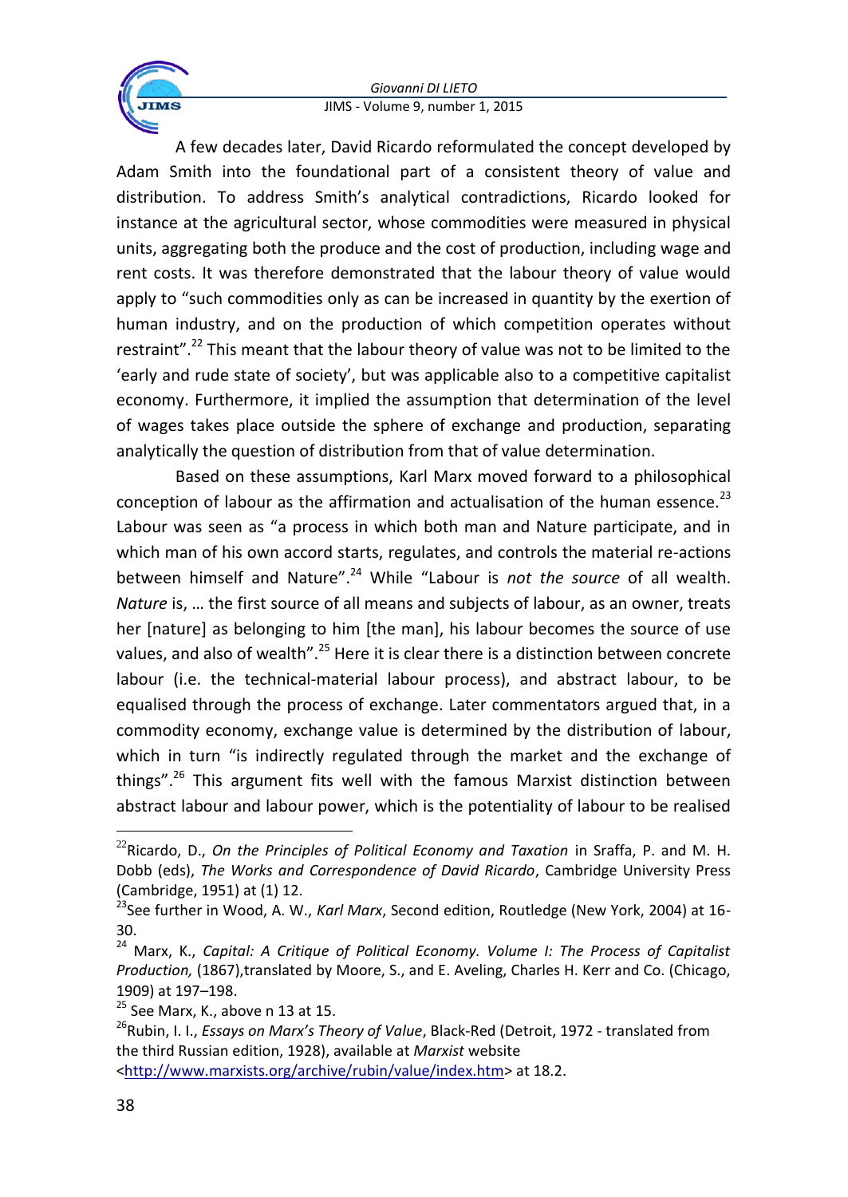A few decades later, David Ricardo reformulated the concept developed by Adam Smith into the foundational part of a consistent theory of value and distribution. To address Smith's analytical contradictions, Ricardo looked for instance at the agricultural sector, whose commodities were measured in physical units, aggregating both the produce and the cost of production, including wage and rent costs. It was therefore demonstrated that the labour theory of value would apply to "such commodities only as can be increased in quantity by the exertion of human industry, and on the production of which competition operates without restraint".[22] This meant that the labour theory of value was not to be limited to the 'early and rude state of society', but was applicable also to a competitive capitalist economy. Furthermore, it implied the assumption that determination of the level of wages takes place outside the sphere of exchange and production, separating analytically the question of distribution from that of value determination.

Based on these assumptions, Karl Marx moved forward to a philosophical conception of labour as the affirmation and actualisation of the human essence.[23] Labour was seen as "a process in which both man and Nature participate, and in which man of his own accord starts, regulates, and controls the material re-actions between himself and Nature".[24] While "Labour is *not the source* of all wealth. *Nature* is, … the first source of all means and subjects of labour, as an owner, treats her [nature] as belonging to him [the man], his labour becomes the source of use values, and also of wealth".[25] Here it is clear there is a distinction between concrete labour (i.e. the technical-material labour process), and abstract labour, to be equalised through the process of exchange. Later commentators argued that, in a commodity economy, exchange value is determined by the distribution of labour, which in turn "is indirectly regulated through the market and the exchange of things".[26] This argument fits well with the famous Marxist distinction between abstract labour and labour power, which is the potentiality of labour to be realised

---

[22] Ricardo, D., *On the Principles of Political Economy and Taxation* in Sraffa, P. and M. H. Dobb (eds), *The Works and Correspondence of David Ricardo*, Cambridge University Press (Cambridge, 1951) at (1) 12.

[23] See further in Wood, A. W., *Karl Marx*, Second edition, Routledge (New York, 2004) at 16-30.

[24] Marx, K., *Capital: A Critique of Political Economy. Volume I: The Process of Capitalist Production,* (1867),translated by Moore, S., and E. Aveling, Charles H. Kerr and Co. (Chicago, 1909) at 197–198.

[25] See Marx, K., above n 13 at 15.

[26] Rubin, I. I., *Essays on Marx's Theory of Value*, Black-Red (Detroit, 1972 - translated from the third Russian edition, 1928), available at *Marxist* website <http://www.marxists.org/archive/rubin/value/index.htm> at 18.2.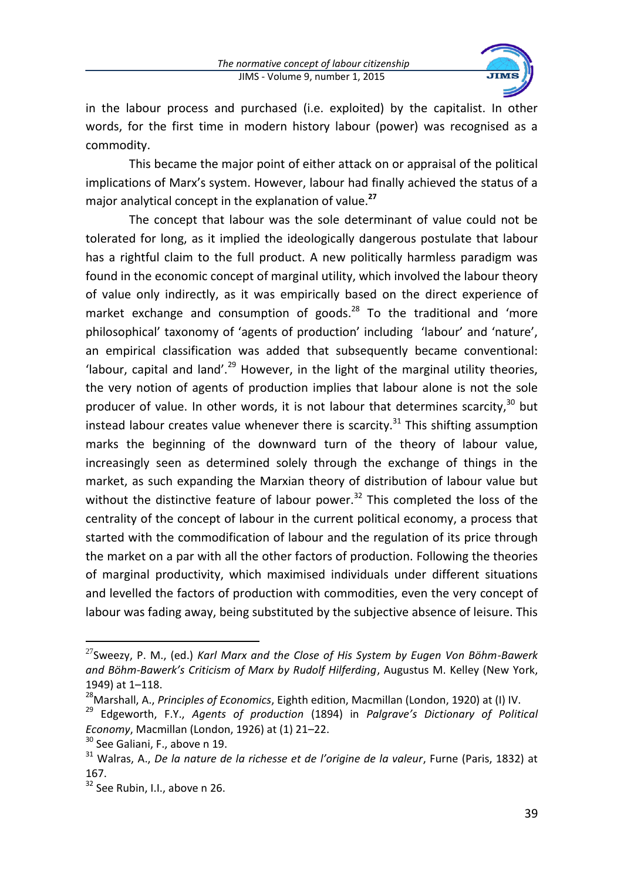in the labour process and purchased (i.e. exploited) by the capitalist. In other words, for the first time in modern history labour (power) was recognised as a commodity.

This became the major point of either attack on or appraisal of the political implications of Marx's system. However, labour had finally achieved the status of a major analytical concept in the explanation of value.[27]

The concept that labour was the sole determinant of value could not be tolerated for long, as it implied the ideologically dangerous postulate that labour has a rightful claim to the full product. A new politically harmless paradigm was found in the economic concept of marginal utility, which involved the labour theory of value only indirectly, as it was empirically based on the direct experience of market exchange and consumption of goods.[28] To the traditional and 'more philosophical' taxonomy of 'agents of production' including 'labour' and 'nature', an empirical classification was added that subsequently became conventional: 'labour, capital and land'.[29] However, in the light of the marginal utility theories, the very notion of agents of production implies that labour alone is not the sole producer of value. In other words, it is not labour that determines scarcity,[30] but instead labour creates value whenever there is scarcity.[31] This shifting assumption marks the beginning of the downward turn of the theory of labour value, increasingly seen as determined solely through the exchange of things in the market, as such expanding the Marxian theory of distribution of labour value but without the distinctive feature of labour power.[32] This completed the loss of the centrality of the concept of labour in the current political economy, a process that started with the commodification of labour and the regulation of its price through the market on a par with all the other factors of production. Following the theories of marginal productivity, which maximised individuals under different situations and levelled the factors of production with commodities, even the very concept of labour was fading away, being substituted by the subjective absence of leisure. This

---

[27] Sweezy, P. M., (ed.) *Karl Marx and the Close of His System by Eugen Von Böhm-Bawerk and Böhm-Bawerk's Criticism of Marx by Rudolf Hilferding*, Augustus M. Kelley (New York, 1949) at 1–118.

[28] Marshall, A., *Principles of Economics*, Eighth edition, Macmillan (London, 1920) at (I) IV.

[29] Edgeworth, F.Y., *Agents of production* (1894) in *Palgrave's Dictionary of Political Economy*, Macmillan (London, 1926) at (1) 21–22.

[30] See Galiani, F., above n 19.

[31] Walras, A., *De la nature de la richesse et de l'origine de la valeur*, Furne (Paris, 1832) at 167.

[32] See Rubin, I.I., above n 26.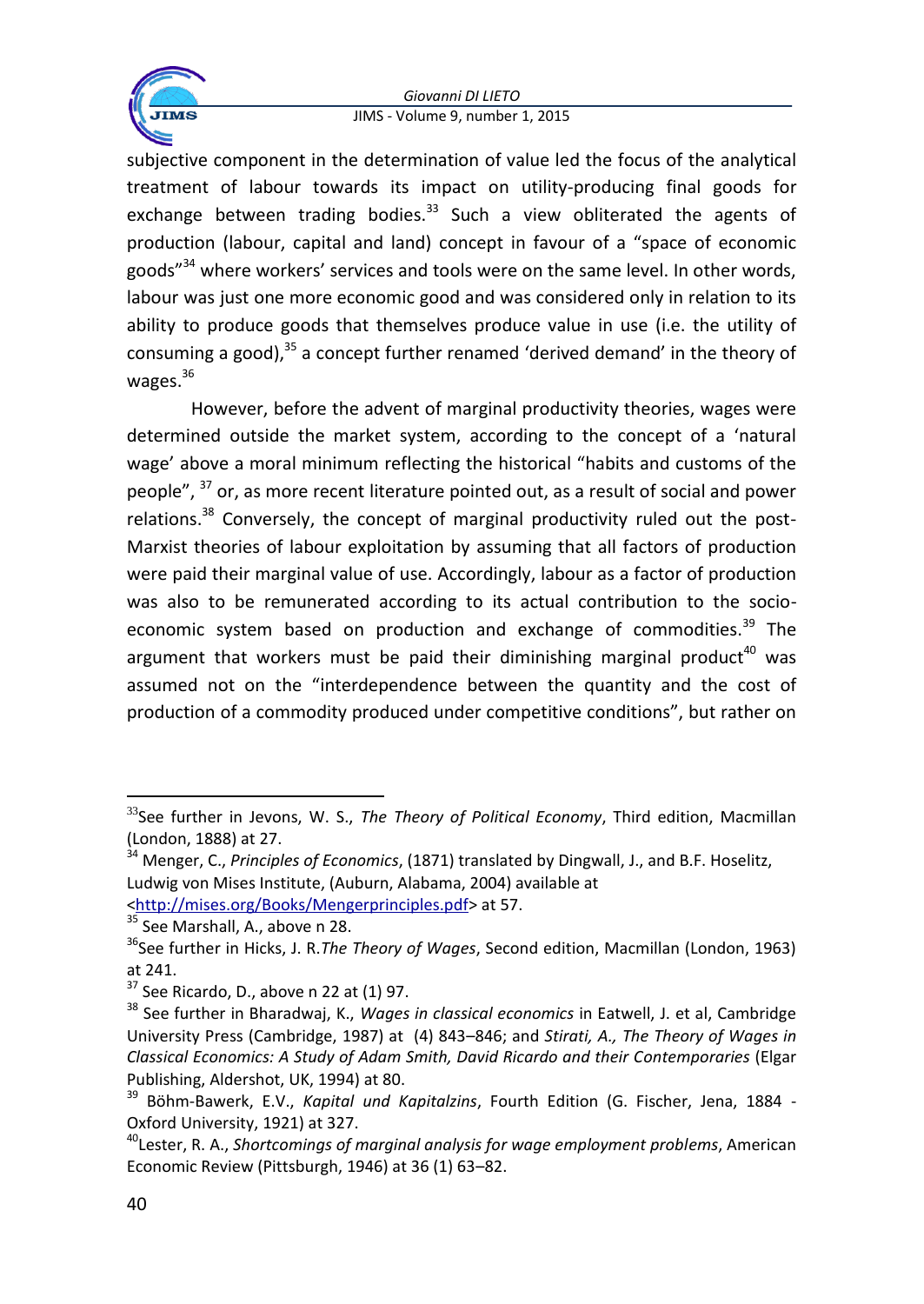subjective component in the determination of value led the focus of the analytical treatment of labour towards its impact on utility-producing final goods for exchange between trading bodies.[33] Such a view obliterated the agents of production (labour, capital and land) concept in favour of a "space of economic goods"[34] where workers' services and tools were on the same level. In other words, labour was just one more economic good and was considered only in relation to its ability to produce goods that themselves produce value in use (i.e. the utility of consuming a good),[35] a concept further renamed 'derived demand' in the theory of wages.[36]

However, before the advent of marginal productivity theories, wages were determined outside the market system, according to the concept of a 'natural wage' above a moral minimum reflecting the historical "habits and customs of the people", [37] or, as more recent literature pointed out, as a result of social and power relations.[38] Conversely, the concept of marginal productivity ruled out the post-Marxist theories of labour exploitation by assuming that all factors of production were paid their marginal value of use. Accordingly, labour as a factor of production was also to be remunerated according to its actual contribution to the socio-economic system based on production and exchange of commodities.[39] The argument that workers must be paid their diminishing marginal product[40] was assumed not on the "interdependence between the quantity and the cost of production of a commodity produced under competitive conditions", but rather on

---

[33] See further in Jevons, W. S., *The Theory of Political Economy*, Third edition, Macmillan (London, 1888) at 27.

[34] Menger, C., *Principles of Economics*, (1871) translated by Dingwall, J., and B.F. Hoselitz, Ludwig von Mises Institute, (Auburn, Alabama, 2004) available at <http://mises.org/Books/Mengerprinciples.pdf> at 57.

[35] See Marshall, A., above n 28.

[36] See further in Hicks, J. R. *The Theory of Wages*, Second edition, Macmillan (London, 1963) at 241.

[37] See Ricardo, D., above n 22 at (1) 97.

[38] See further in Bharadwaj, K., *Wages in classical economics* in Eatwell, J. et al, Cambridge University Press (Cambridge, 1987) at (4) 843–846; and *Stirati, A., The Theory of Wages in Classical Economics: A Study of Adam Smith, David Ricardo and their Contemporaries* (Elgar Publishing, Aldershot, UK, 1994) at 80.

[39] Böhm-Bawerk, E.V., *Kapital und Kapitalzins*, Fourth Edition (G. Fischer, Jena, 1884 - Oxford University, 1921) at 327.

[40] Lester, R. A., *Shortcomings of marginal analysis for wage employment problems*, American Economic Review (Pittsburgh, 1946) at 36 (1) 63–82.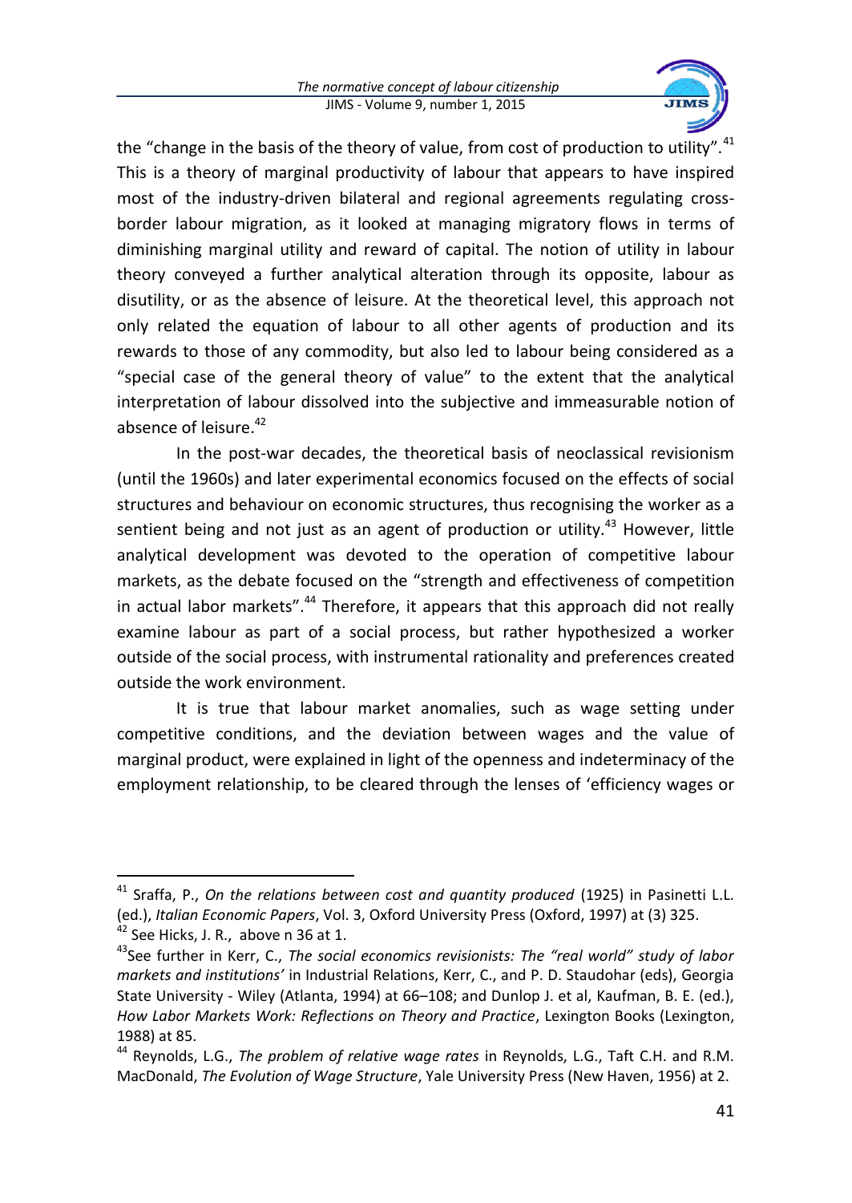the "change in the basis of the theory of value, from cost of production to utility".[41] This is a theory of marginal productivity of labour that appears to have inspired most of the industry-driven bilateral and regional agreements regulating cross-border labour migration, as it looked at managing migratory flows in terms of diminishing marginal utility and reward of capital. The notion of utility in labour theory conveyed a further analytical alteration through its opposite, labour as disutility, or as the absence of leisure. At the theoretical level, this approach not only related the equation of labour to all other agents of production and its rewards to those of any commodity, but also led to labour being considered as a "special case of the general theory of value" to the extent that the analytical interpretation of labour dissolved into the subjective and immeasurable notion of absence of leisure.[42]

In the post-war decades, the theoretical basis of neoclassical revisionism (until the 1960s) and later experimental economics focused on the effects of social structures and behaviour on economic structures, thus recognising the worker as a sentient being and not just as an agent of production or utility.[43] However, little analytical development was devoted to the operation of competitive labour markets, as the debate focused on the "strength and effectiveness of competition in actual labor markets".[44] Therefore, it appears that this approach did not really examine labour as part of a social process, but rather hypothesized a worker outside of the social process, with instrumental rationality and preferences created outside the work environment.

It is true that labour market anomalies, such as wage setting under competitive conditions, and the deviation between wages and the value of marginal product, were explained in light of the openness and indeterminacy of the employment relationship, to be cleared through the lenses of 'efficiency wages or

---

[41] Sraffa, P., *On the relations between cost and quantity produced* (1925) in Pasinetti L.L. (ed.), *Italian Economic Papers*, Vol. 3, Oxford University Press (Oxford, 1997) at (3) 325.

[42] See Hicks, J. R., above n 36 at 1.

[43] See further in Kerr, C., *The social economics revisionists: The "real world" study of labor markets and institutions'* in Industrial Relations, Kerr, C., and P. D. Staudohar (eds), Georgia State University - Wiley (Atlanta, 1994) at 66–108; and Dunlop J. et al, Kaufman, B. E. (ed.), *How Labor Markets Work: Reflections on Theory and Practice*, Lexington Books (Lexington, 1988) at 85.

[44] Reynolds, L.G., *The problem of relative wage rates* in Reynolds, L.G., Taft C.H. and R.M. MacDonald, *The Evolution of Wage Structure*, Yale University Press (New Haven, 1956) at 2.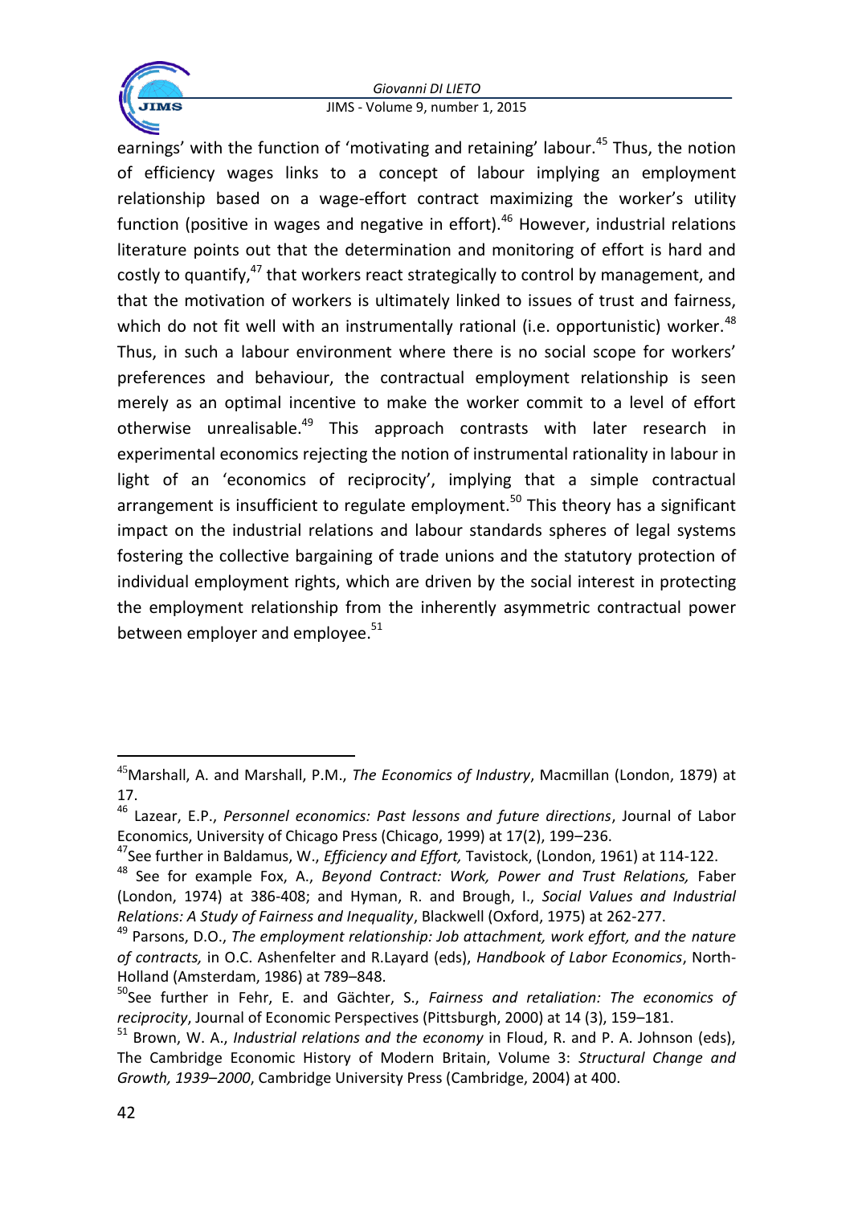earnings' with the function of 'motivating and retaining' labour.[45] Thus, the notion of efficiency wages links to a concept of labour implying an employment relationship based on a wage-effort contract maximizing the worker's utility function (positive in wages and negative in effort).[46] However, industrial relations literature points out that the determination and monitoring of effort is hard and costly to quantify,[47] that workers react strategically to control by management, and that the motivation of workers is ultimately linked to issues of trust and fairness, which do not fit well with an instrumentally rational (i.e. opportunistic) worker.[48] Thus, in such a labour environment where there is no social scope for workers' preferences and behaviour, the contractual employment relationship is seen merely as an optimal incentive to make the worker commit to a level of effort otherwise unrealisable.[49] This approach contrasts with later research in experimental economics rejecting the notion of instrumental rationality in labour in light of an 'economics of reciprocity', implying that a simple contractual arrangement is insufficient to regulate employment.[50] This theory has a significant impact on the industrial relations and labour standards spheres of legal systems fostering the collective bargaining of trade unions and the statutory protection of individual employment rights, which are driven by the social interest in protecting the employment relationship from the inherently asymmetric contractual power between employer and employee.[51]

---

[45] Marshall, A. and Marshall, P.M., *The Economics of Industry*, Macmillan (London, 1879) at 17.

[46] Lazear, E.P., *Personnel economics: Past lessons and future directions*, Journal of Labor Economics, University of Chicago Press (Chicago, 1999) at 17(2), 199–236.

[47] See further in Baldamus, W., *Efficiency and Effort,* Tavistock, (London, 1961) at 114-122.

[48] See for example Fox, A., *Beyond Contract: Work, Power and Trust Relations,* Faber (London, 1974) at 386-408; and Hyman, R. and Brough, I., *Social Values and Industrial Relations: A Study of Fairness and Inequality*, Blackwell (Oxford, 1975) at 262-277.

[49] Parsons, D.O., *The employment relationship: Job attachment, work effort, and the nature of contracts,* in O.C. Ashenfelter and R.Layard (eds), *Handbook of Labor Economics*, North-Holland (Amsterdam, 1986) at 789–848.

[50] See further in Fehr, E. and Gächter, S., *Fairness and retaliation: The economics of reciprocity*, Journal of Economic Perspectives (Pittsburgh, 2000) at 14 (3), 159–181.

[51] Brown, W. A., *Industrial relations and the economy* in Floud, R. and P. A. Johnson (eds), The Cambridge Economic History of Modern Britain, Volume 3: *Structural Change and Growth, 1939–2000*, Cambridge University Press (Cambridge, 2004) at 400.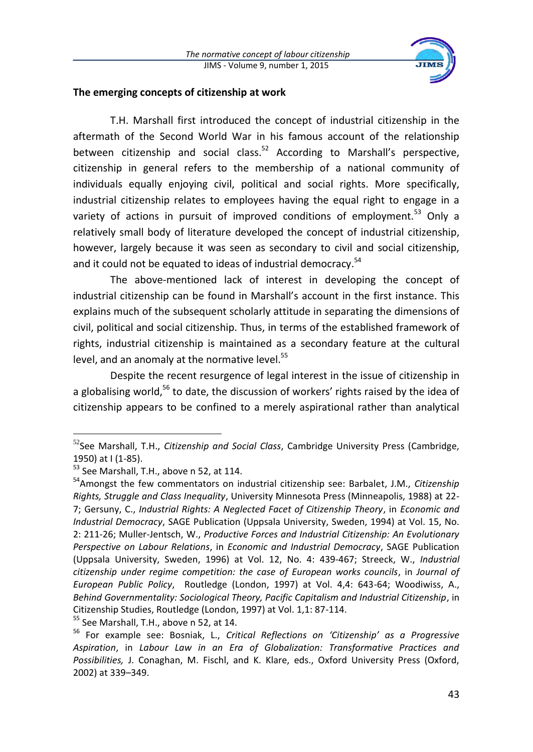**The emerging concepts of citizenship at work**

T.H. Marshall first introduced the concept of industrial citizenship in the aftermath of the Second World War in his famous account of the relationship between citizenship and social class.[52] According to Marshall's perspective, citizenship in general refers to the membership of a national community of individuals equally enjoying civil, political and social rights. More specifically, industrial citizenship relates to employees having the equal right to engage in a variety of actions in pursuit of improved conditions of employment.[53] Only a relatively small body of literature developed the concept of industrial citizenship, however, largely because it was seen as secondary to civil and social citizenship, and it could not be equated to ideas of industrial democracy.[54]

The above-mentioned lack of interest in developing the concept of industrial citizenship can be found in Marshall's account in the first instance. This explains much of the subsequent scholarly attitude in separating the dimensions of civil, political and social citizenship. Thus, in terms of the established framework of rights, industrial citizenship is maintained as a secondary feature at the cultural level, and an anomaly at the normative level.[55]

Despite the recent resurgence of legal interest in the issue of citizenship in a globalising world,[56] to date, the discussion of workers' rights raised by the idea of citizenship appears to be confined to a merely aspirational rather than analytical

---

[52] See Marshall, T.H., *Citizenship and Social Class*, Cambridge University Press (Cambridge, 1950) at I (1-85).

[53] See Marshall, T.H., above n 52, at 114.

[54] Amongst the few commentators on industrial citizenship see: Barbalet, J.M., *Citizenship Rights, Struggle and Class Inequality*, University Minnesota Press (Minneapolis, 1988) at 22-7; Gersuny, C., *Industrial Rights: A Neglected Facet of Citizenship Theory*, in *Economic and Industrial Democracy*, SAGE Publication (Uppsala University, Sweden, 1994) at Vol. 15, No. 2: 211-26; Muller-Jentsch, W., *Productive Forces and Industrial Citizenship: An Evolutionary Perspective on Labour Relations*, in *Economic and Industrial Democracy*, SAGE Publication (Uppsala University, Sweden, 1996) at Vol. 12, No. 4: 439-467; Streeck, W., *Industrial citizenship under regime competition: the case of European works councils*, in *Journal of European Public Policy*, Routledge (London, 1997) at Vol. 4,4: 643-64; Woodiwiss, A., *Behind Governmentality: Sociological Theory, Pacific Capitalism and Industrial Citizenship*, in Citizenship Studies, Routledge (London, 1997) at Vol. 1,1: 87-114.

[55] See Marshall, T.H., above n 52, at 14.

[56] For example see: Bosniak, L., *Critical Reflections on 'Citizenship' as a Progressive Aspiration*, in *Labour Law in an Era of Globalization: Transformative Practices and Possibilities,* J. Conaghan, M. Fischl, and K. Klare, eds., Oxford University Press (Oxford, 2002) at 339–349.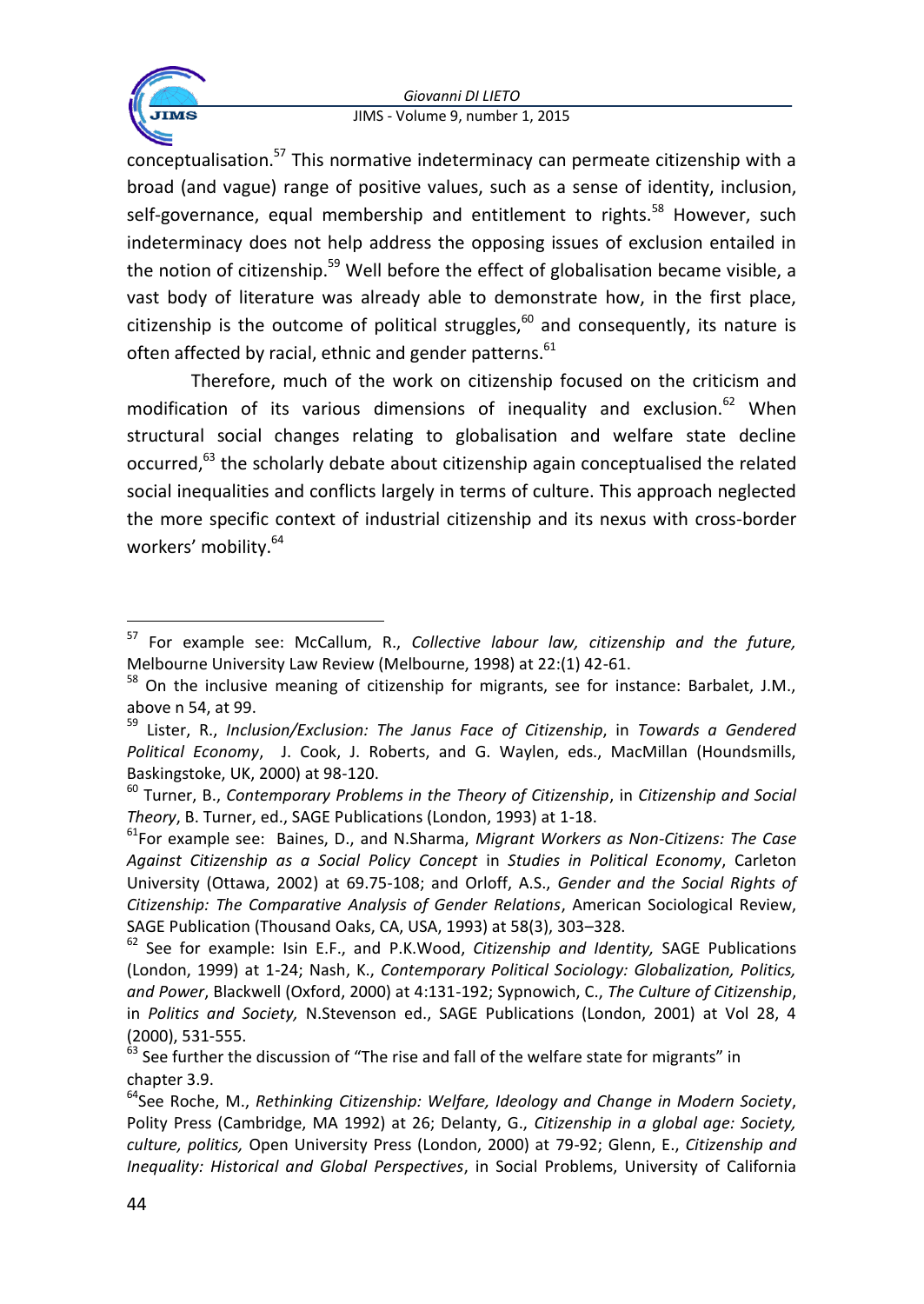conceptualisation.[57] This normative indeterminacy can permeate citizenship with a broad (and vague) range of positive values, such as a sense of identity, inclusion, self-governance, equal membership and entitlement to rights.[58] However, such indeterminacy does not help address the opposing issues of exclusion entailed in the notion of citizenship.[59] Well before the effect of globalisation became visible, a vast body of literature was already able to demonstrate how, in the first place, citizenship is the outcome of political struggles,[60] and consequently, its nature is often affected by racial, ethnic and gender patterns.[61]

Therefore, much of the work on citizenship focused on the criticism and modification of its various dimensions of inequality and exclusion.[62] When structural social changes relating to globalisation and welfare state decline occurred,[63] the scholarly debate about citizenship again conceptualised the related social inequalities and conflicts largely in terms of culture. This approach neglected the more specific context of industrial citizenship and its nexus with cross-border workers' mobility.[64]

---

[57] For example see: McCallum, R., *Collective labour law, citizenship and the future,* Melbourne University Law Review (Melbourne, 1998) at 22:(1) 42-61.

[58] On the inclusive meaning of citizenship for migrants, see for instance: Barbalet, J.M., above n 54, at 99.

[59] Lister, R., *Inclusion/Exclusion: The Janus Face of Citizenship*, in *Towards a Gendered Political Economy*, J. Cook, J. Roberts, and G. Waylen, eds., MacMillan (Houndsmills, Baskingstoke, UK, 2000) at 98-120.

[60] Turner, B., *Contemporary Problems in the Theory of Citizenship*, in *Citizenship and Social Theory*, B. Turner, ed., SAGE Publications (London, 1993) at 1-18.

[61] For example see: Baines, D., and N.Sharma, *Migrant Workers as Non-Citizens: The Case Against Citizenship as a Social Policy Concept* in *Studies in Political Economy*, Carleton University (Ottawa, 2002) at 69.75-108; and Orloff, A.S., *Gender and the Social Rights of Citizenship: The Comparative Analysis of Gender Relations*, American Sociological Review, SAGE Publication (Thousand Oaks, CA, USA, 1993) at 58(3), 303–328.

[62] See for example: Isin E.F., and P.K.Wood, *Citizenship and Identity,* SAGE Publications (London, 1999) at 1-24; Nash, K., *Contemporary Political Sociology: Globalization, Politics, and Power*, Blackwell (Oxford, 2000) at 4:131-192; Sypnowich, C., *The Culture of Citizenship*, in *Politics and Society,* N.Stevenson ed., SAGE Publications (London, 2001) at Vol 28, 4 (2000), 531-555.

[63] See further the discussion of "The rise and fall of the welfare state for migrants" in chapter 3.9.

[64] See Roche, M., *Rethinking Citizenship: Welfare, Ideology and Change in Modern Society*, Polity Press (Cambridge, MA 1992) at 26; Delanty, G., *Citizenship in a global age: Society, culture, politics,* Open University Press (London, 2000) at 79-92; Glenn, E., *Citizenship and Inequality: Historical and Global Perspectives*, in Social Problems, University of California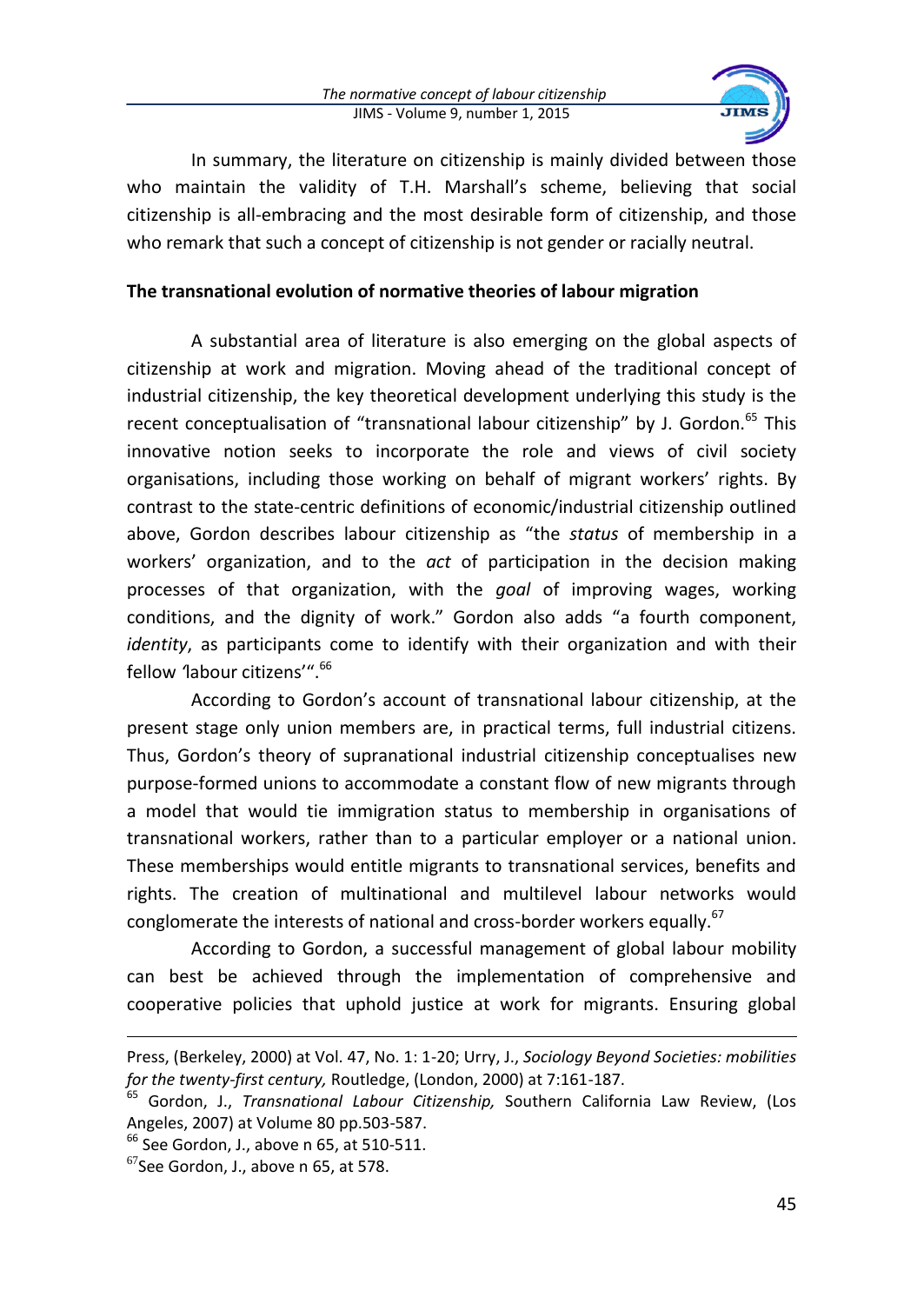In summary, the literature on citizenship is mainly divided between those who maintain the validity of T.H. Marshall's scheme, believing that social citizenship is all-embracing and the most desirable form of citizenship, and those who remark that such a concept of citizenship is not gender or racially neutral.

**The transnational evolution of normative theories of labour migration**

A substantial area of literature is also emerging on the global aspects of citizenship at work and migration. Moving ahead of the traditional concept of industrial citizenship, the key theoretical development underlying this study is the recent conceptualisation of "transnational labour citizenship" by J. Gordon.[65] This innovative notion seeks to incorporate the role and views of civil society organisations, including those working on behalf of migrant workers' rights. By contrast to the state-centric definitions of economic/industrial citizenship outlined above, Gordon describes labour citizenship as "the *status* of membership in a workers' organization, and to the *act* of participation in the decision making processes of that organization, with the *goal* of improving wages, working conditions, and the dignity of work." Gordon also adds "a fourth component, *identity*, as participants come to identify with their organization and with their fellow 'labour citizens'".[66]

According to Gordon's account of transnational labour citizenship, at the present stage only union members are, in practical terms, full industrial citizens. Thus, Gordon's theory of supranational industrial citizenship conceptualises new purpose-formed unions to accommodate a constant flow of new migrants through a model that would tie immigration status to membership in organisations of transnational workers, rather than to a particular employer or a national union. These memberships would entitle migrants to transnational services, benefits and rights. The creation of multinational and multilevel labour networks would conglomerate the interests of national and cross-border workers equally.[67]

According to Gordon, a successful management of global labour mobility can best be achieved through the implementation of comprehensive and cooperative policies that uphold justice at work for migrants. Ensuring global

---

Press, (Berkeley, 2000) at Vol. 47, No. 1: 1-20; Urry, J., *Sociology Beyond Societies: mobilities for the twenty-first century,* Routledge, (London, 2000) at 7:161-187.

[65] Gordon, J., *Transnational Labour Citizenship,* Southern California Law Review, (Los Angeles, 2007) at Volume 80 pp.503-587.

[66] See Gordon, J., above n 65, at 510-511.

[67] See Gordon, J., above n 65, at 578.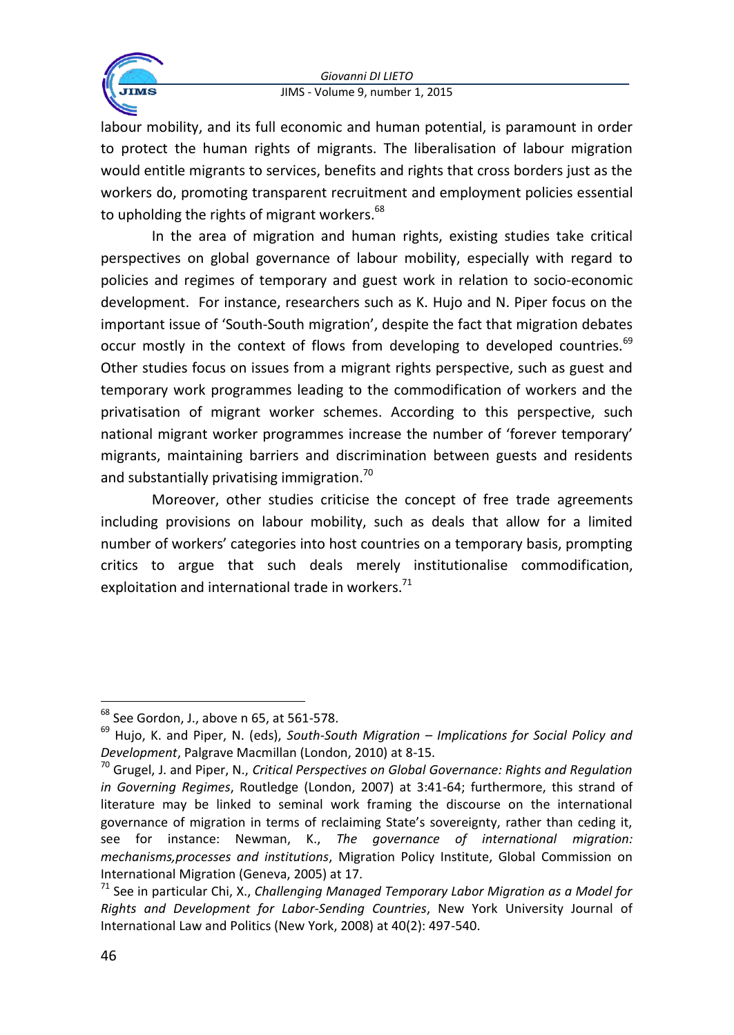labour mobility, and its full economic and human potential, is paramount in order to protect the human rights of migrants. The liberalisation of labour migration would entitle migrants to services, benefits and rights that cross borders just as the workers do, promoting transparent recruitment and employment policies essential to upholding the rights of migrant workers.[68]

In the area of migration and human rights, existing studies take critical perspectives on global governance of labour mobility, especially with regard to policies and regimes of temporary and guest work in relation to socio-economic development. For instance, researchers such as K. Hujo and N. Piper focus on the important issue of 'South-South migration', despite the fact that migration debates occur mostly in the context of flows from developing to developed countries.[69] Other studies focus on issues from a migrant rights perspective, such as guest and temporary work programmes leading to the commodification of workers and the privatisation of migrant worker schemes. According to this perspective, such national migrant worker programmes increase the number of 'forever temporary' migrants, maintaining barriers and discrimination between guests and residents and substantially privatising immigration.[70]

Moreover, other studies criticise the concept of free trade agreements including provisions on labour mobility, such as deals that allow for a limited number of workers' categories into host countries on a temporary basis, prompting critics to argue that such deals merely institutionalise commodification, exploitation and international trade in workers.[71]

---

[68] See Gordon, J., above n 65, at 561-578.

[69] Hujo, K. and Piper, N. (eds), *South-South Migration – Implications for Social Policy and Development*, Palgrave Macmillan (London, 2010) at 8-15.

[70] Grugel, J. and Piper, N., *Critical Perspectives on Global Governance: Rights and Regulation in Governing Regimes*, Routledge (London, 2007) at 3:41-64; furthermore, this strand of literature may be linked to seminal work framing the discourse on the international governance of migration in terms of reclaiming State's sovereignty, rather than ceding it, see for instance: Newman, K., *The governance of international migration: mechanisms,processes and institutions*, Migration Policy Institute, Global Commission on International Migration (Geneva, 2005) at 17.

[71] See in particular Chi, X., *Challenging Managed Temporary Labor Migration as a Model for Rights and Development for Labor-Sending Countries*, New York University Journal of International Law and Politics (New York, 2008) at 40(2): 497-540.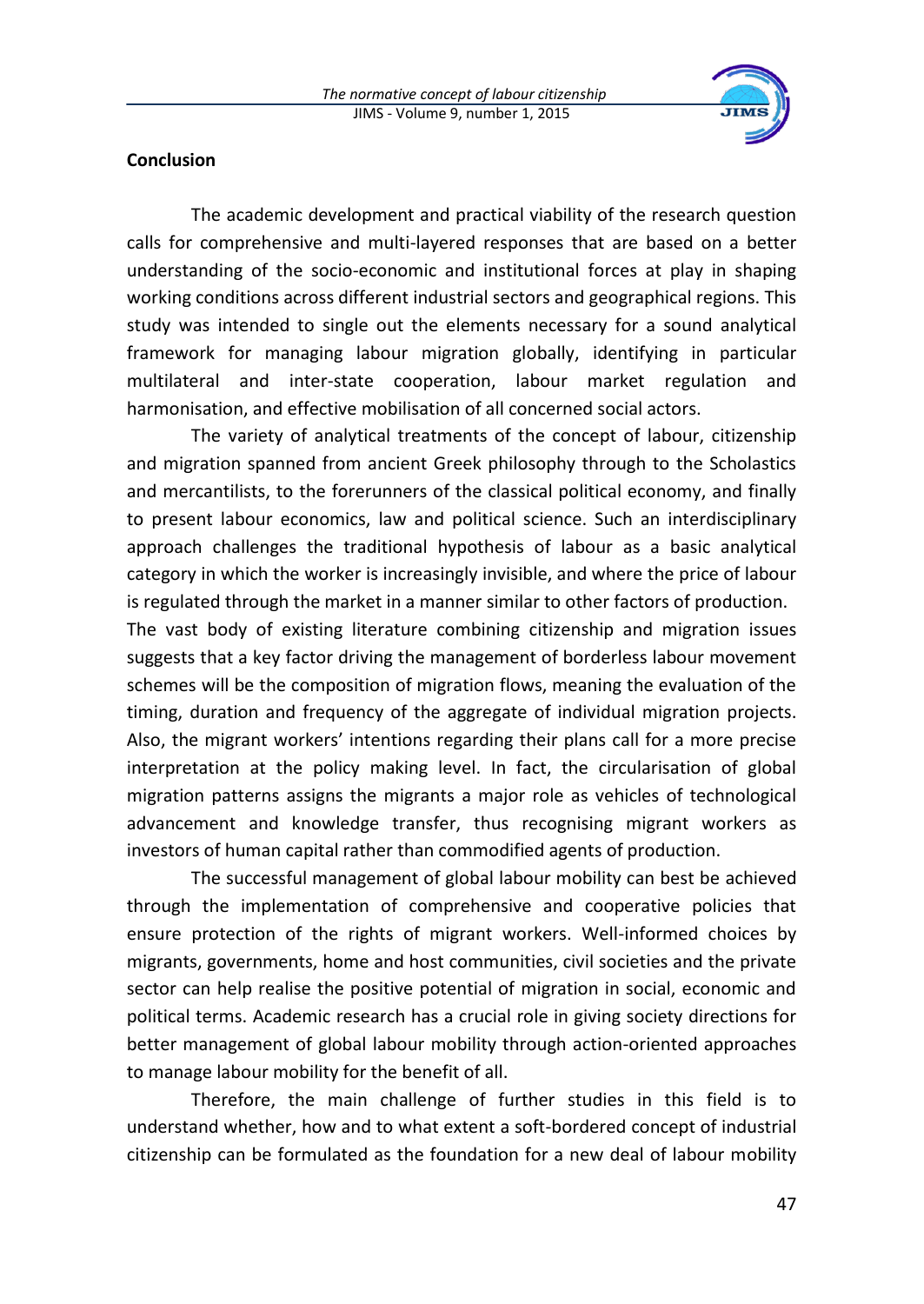## Conclusion

The academic development and practical viability of the research question calls for comprehensive and multi-layered responses that are based on a better understanding of the socio-economic and institutional forces at play in shaping working conditions across different industrial sectors and geographical regions. This study was intended to single out the elements necessary for a sound analytical framework for managing labour migration globally, identifying in particular multilateral and inter-state cooperation, labour market regulation and harmonisation, and effective mobilisation of all concerned social actors.

The variety of analytical treatments of the concept of labour, citizenship and migration spanned from ancient Greek philosophy through to the Scholastics and mercantilists, to the forerunners of the classical political economy, and finally to present labour economics, law and political science. Such an interdisciplinary approach challenges the traditional hypothesis of labour as a basic analytical category in which the worker is increasingly invisible, and where the price of labour is regulated through the market in a manner similar to other factors of production. The vast body of existing literature combining citizenship and migration issues suggests that a key factor driving the management of borderless labour movement schemes will be the composition of migration flows, meaning the evaluation of the timing, duration and frequency of the aggregate of individual migration projects. Also, the migrant workers' intentions regarding their plans call for a more precise interpretation at the policy making level. In fact, the circularisation of global migration patterns assigns the migrants a major role as vehicles of technological advancement and knowledge transfer, thus recognising migrant workers as investors of human capital rather than commodified agents of production.

The successful management of global labour mobility can best be achieved through the implementation of comprehensive and cooperative policies that ensure protection of the rights of migrant workers. Well-informed choices by migrants, governments, home and host communities, civil societies and the private sector can help realise the positive potential of migration in social, economic and political terms. Academic research has a crucial role in giving society directions for better management of global labour mobility through action-oriented approaches to manage labour mobility for the benefit of all.

Therefore, the main challenge of further studies in this field is to understand whether, how and to what extent a soft-bordered concept of industrial citizenship can be formulated as the foundation for a new deal of labour mobility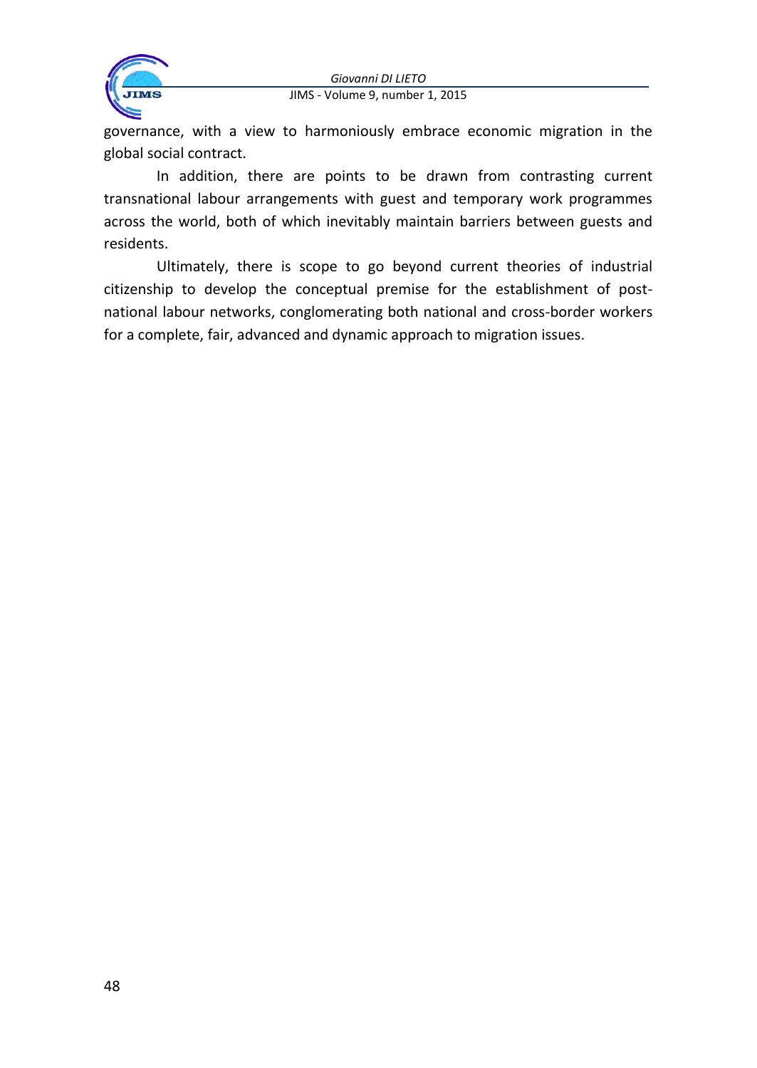governance, with a view to harmoniously embrace economic migration in the global social contract.

In addition, there are points to be drawn from contrasting current transnational labour arrangements with guest and temporary work programmes across the world, both of which inevitably maintain barriers between guests and residents.

Ultimately, there is scope to go beyond current theories of industrial citizenship to develop the conceptual premise for the establishment of post-national labour networks, conglomerating both national and cross-border workers for a complete, fair, advanced and dynamic approach to migration issues.